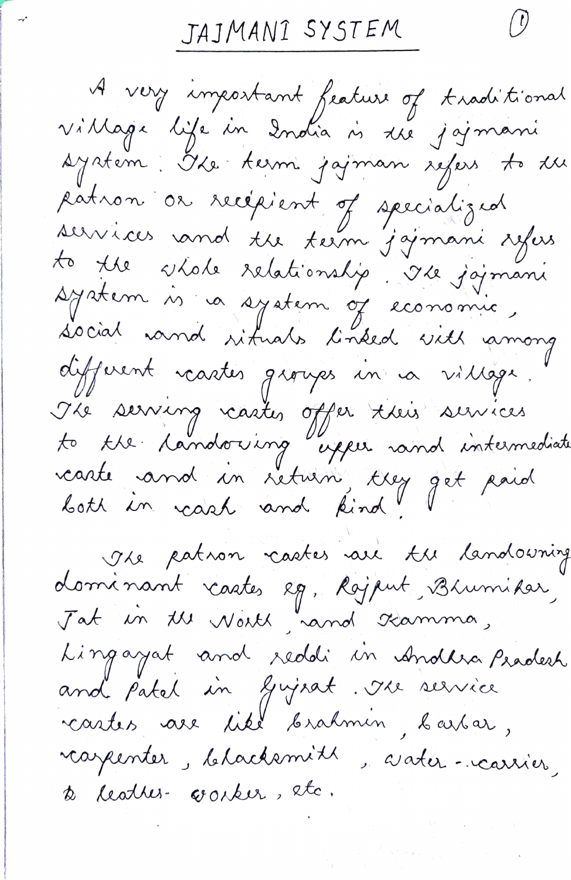# JAJMANI SYSTEM

A very important feature of traditional village life in India is the jajmani system. The term jajman refers to the patron or recipient of specialized services and the term jajmani refers to the whole relationship. The jajmani system is a system of economic, social and rituals linked with among different castes groups in a village. The serving castes offer their services to the landowing upper and intermediate caste and in return, they get paid both in cash and kind.

The patron castes are the landowning dominant castes eg, Rajput, Bhumihar, Jat in the North, and Kamma, Lingayat and reddi in Andhra Pradesh and Patel in Gujrat. The service castes are like brahmin, barbar, carpenter, blacksmith, water-carrier, & leather-worker, etc.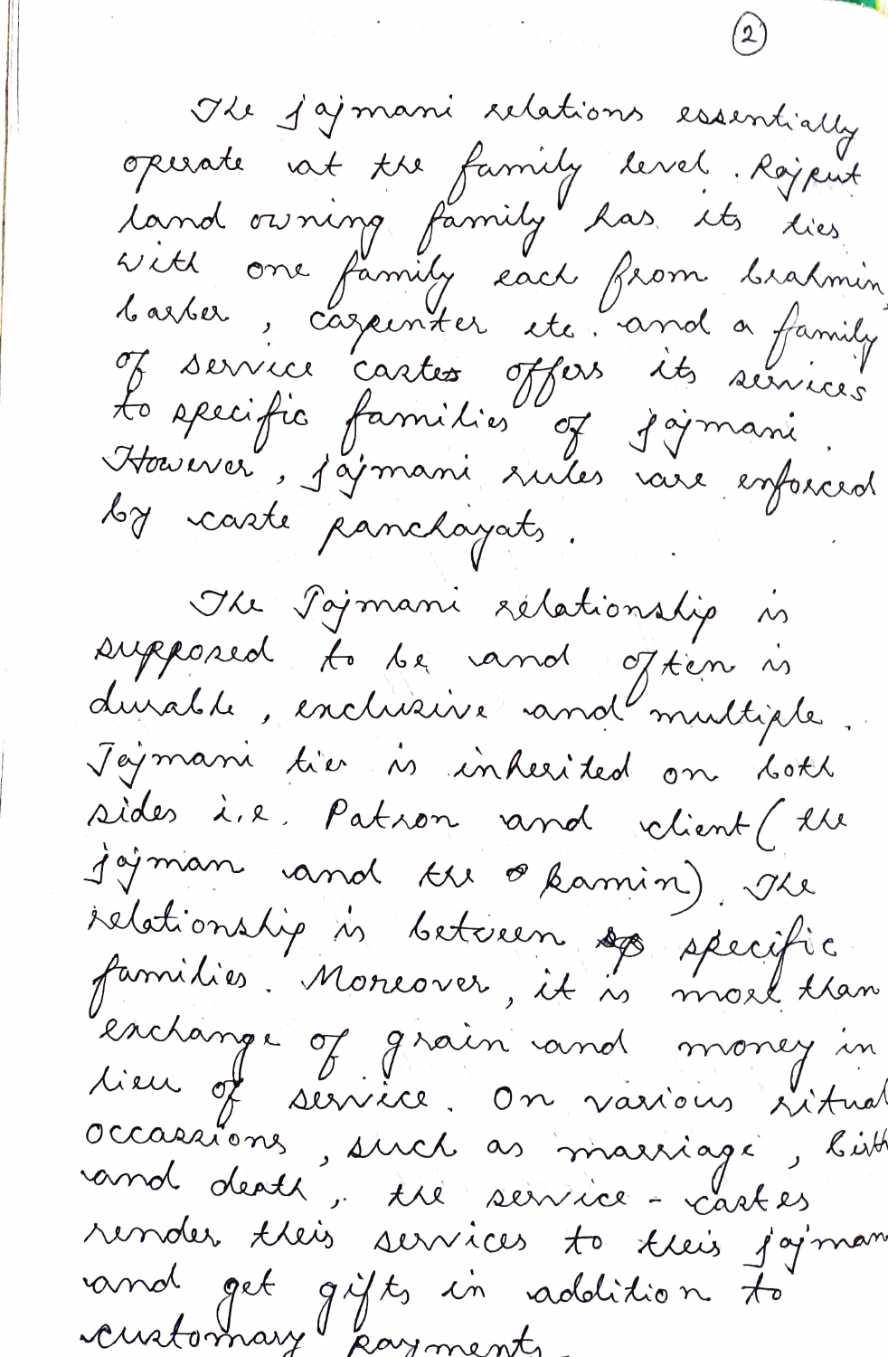The jajmani relations essentially operate at the family level. Rajput land owning family has its ties with one family each from brahmin barber, carpenter etc. and a family of service castes offers its services to specific families of jajmani. However, jajmani rules are enforced by caste panchayats.

The Jajmani relationship is supposed to be and often is durable, exclusive and multiple. Jajmani tie is inherited on both sides i.e. Patron and client (the jajman and the kamin). The relationship is between specific families. Moreover, it is more than exchange of grain and money in lieu of service. On various ritual occassions, such as marriage, birth and death, the service-castes render their services to their jajman and get gifts in addition to customary payments.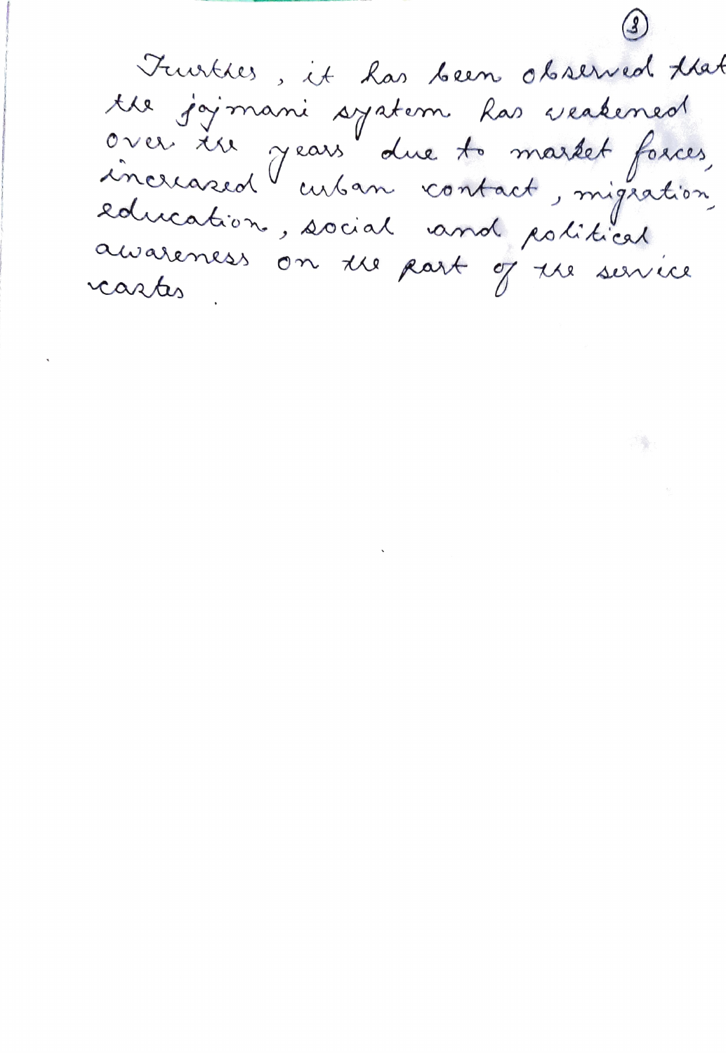Further, it has been observed that the jajmani system has weakened over the years due to market forces, increased urban contact, migration, education, social and political awareness on the part of the service castes.